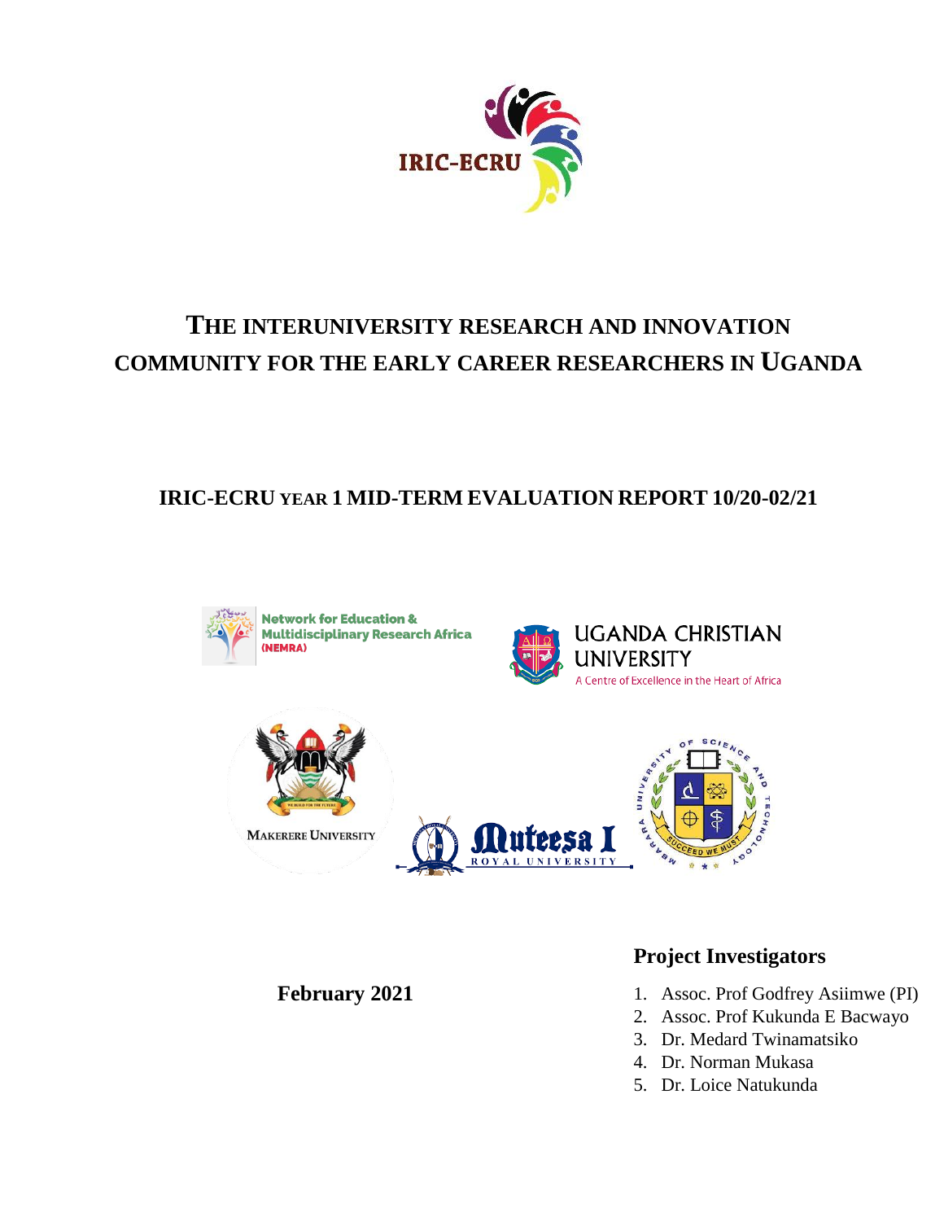IRIC-ECRU

# THE INTERUNIVERSITY RESEARCH AND INNOVATION COMMUNITY FOR THE EARLY CAREER RESEARCHERS IN UGANDA

## IRIC-ECRU YEAR 1 MID-TERM EVALUATION REPORT 10/20-02/21

Network for Education & Multidisciplinary Research Africa (NEMRA)

UGANDA CHRISTIAN UNIVERSITY
A Centre of Excellence in the Heart of Africa

MAKERERE UNIVERSITY

Muteesa I ROYAL UNIVERSITY

MBARARA UNIVERSITY OF SCIENCE AND TECHNOLOGY

**February 2021**

### Project Investigators

1. Assoc. Prof Godfrey Asiimwe (PI)
2. Assoc. Prof Kukunda E Bacwayo
3. Dr. Medard Twinamatsiko
4. Dr. Norman Mukasa
5. Dr. Loice Natukunda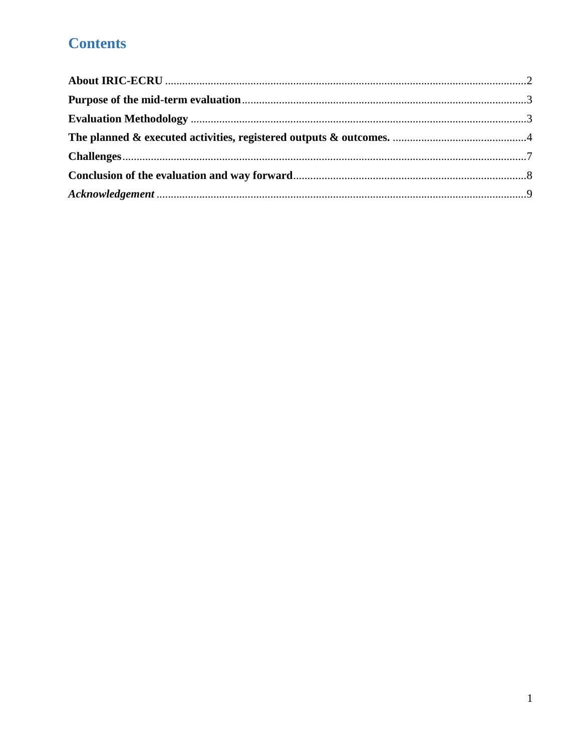# Contents

**About IRIC-ECRU** .......... 2

**Purpose of the mid-term evaluation** .......... 3

**Evaluation Methodology** .......... 3

**The planned & executed activities, registered outputs & outcomes.** .......... 4

**Challenges** .......... 7

**Conclusion of the evaluation and way forward** .......... 8

***Acknowledgement*** .......... 9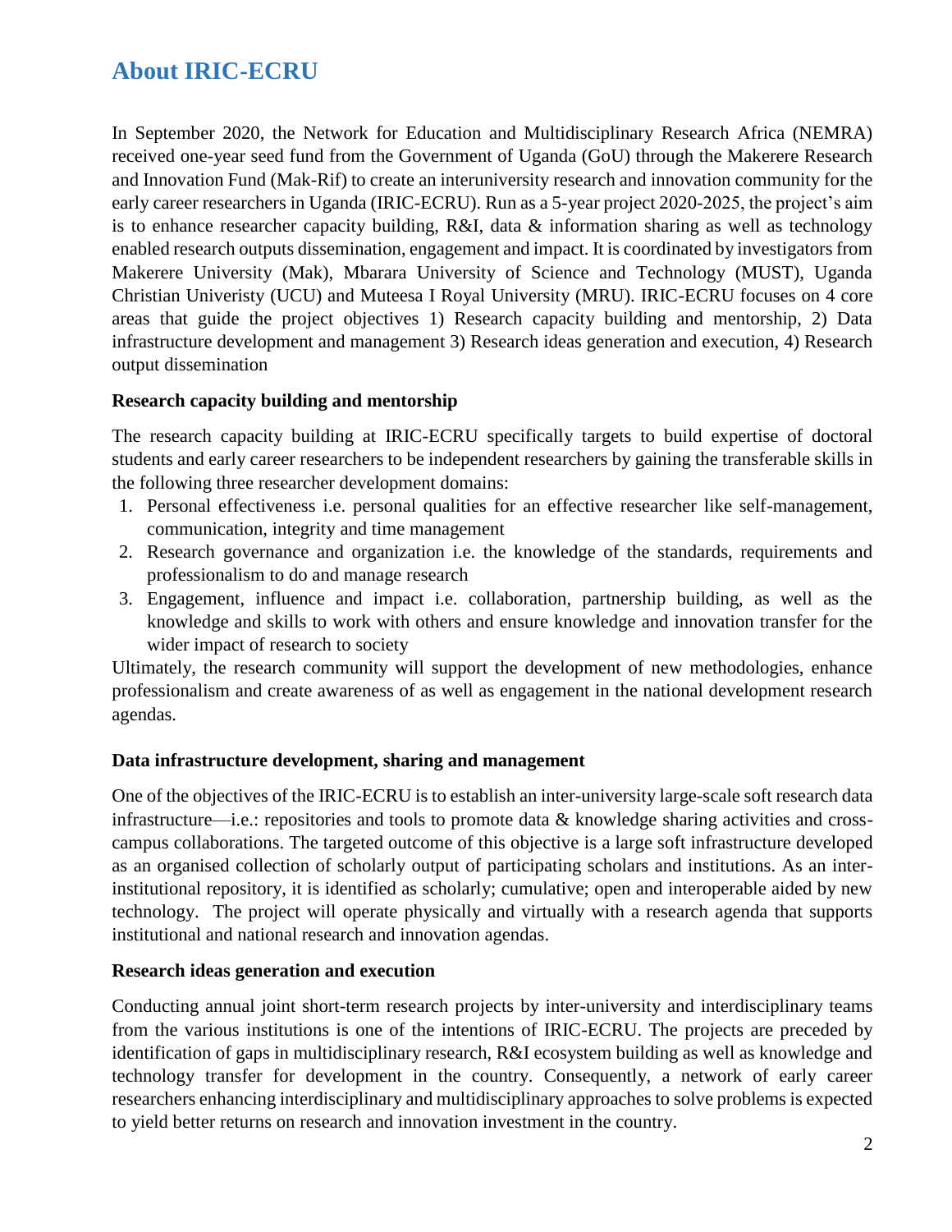# About IRIC-ECRU

In September 2020, the Network for Education and Multidisciplinary Research Africa (NEMRA) received one-year seed fund from the Government of Uganda (GoU) through the Makerere Research and Innovation Fund (Mak-Rif) to create an interuniversity research and innovation community for the early career researchers in Uganda (IRIC-ECRU). Run as a 5-year project 2020-2025, the project's aim is to enhance researcher capacity building, R&I, data & information sharing as well as technology enabled research outputs dissemination, engagement and impact. It is coordinated by investigators from Makerere University (Mak), Mbarara University of Science and Technology (MUST), Uganda Christian Univeristy (UCU) and Muteesa I Royal University (MRU). IRIC-ECRU focuses on 4 core areas that guide the project objectives 1) Research capacity building and mentorship, 2) Data infrastructure development and management 3) Research ideas generation and execution, 4) Research output dissemination

**Research capacity building and mentorship**

The research capacity building at IRIC-ECRU specifically targets to build expertise of doctoral students and early career researchers to be independent researchers by gaining the transferable skills in the following three researcher development domains:

1. Personal effectiveness i.e. personal qualities for an effective researcher like self-management, communication, integrity and time management
2. Research governance and organization i.e. the knowledge of the standards, requirements and professionalism to do and manage research
3. Engagement, influence and impact i.e. collaboration, partnership building, as well as the knowledge and skills to work with others and ensure knowledge and innovation transfer for the wider impact of research to society

Ultimately, the research community will support the development of new methodologies, enhance professionalism and create awareness of as well as engagement in the national development research agendas.

**Data infrastructure development, sharing and management**

One of the objectives of the IRIC-ECRU is to establish an inter-university large-scale soft research data infrastructure—i.e.: repositories and tools to promote data & knowledge sharing activities and cross-campus collaborations. The targeted outcome of this objective is a large soft infrastructure developed as an organised collection of scholarly output of participating scholars and institutions. As an inter-institutional repository, it is identified as scholarly; cumulative; open and interoperable aided by new technology. The project will operate physically and virtually with a research agenda that supports institutional and national research and innovation agendas.

**Research ideas generation and execution**

Conducting annual joint short-term research projects by inter-university and interdisciplinary teams from the various institutions is one of the intentions of IRIC-ECRU. The projects are preceded by identification of gaps in multidisciplinary research, R&I ecosystem building as well as knowledge and technology transfer for development in the country. Consequently, a network of early career researchers enhancing interdisciplinary and multidisciplinary approaches to solve problems is expected to yield better returns on research and innovation investment in the country.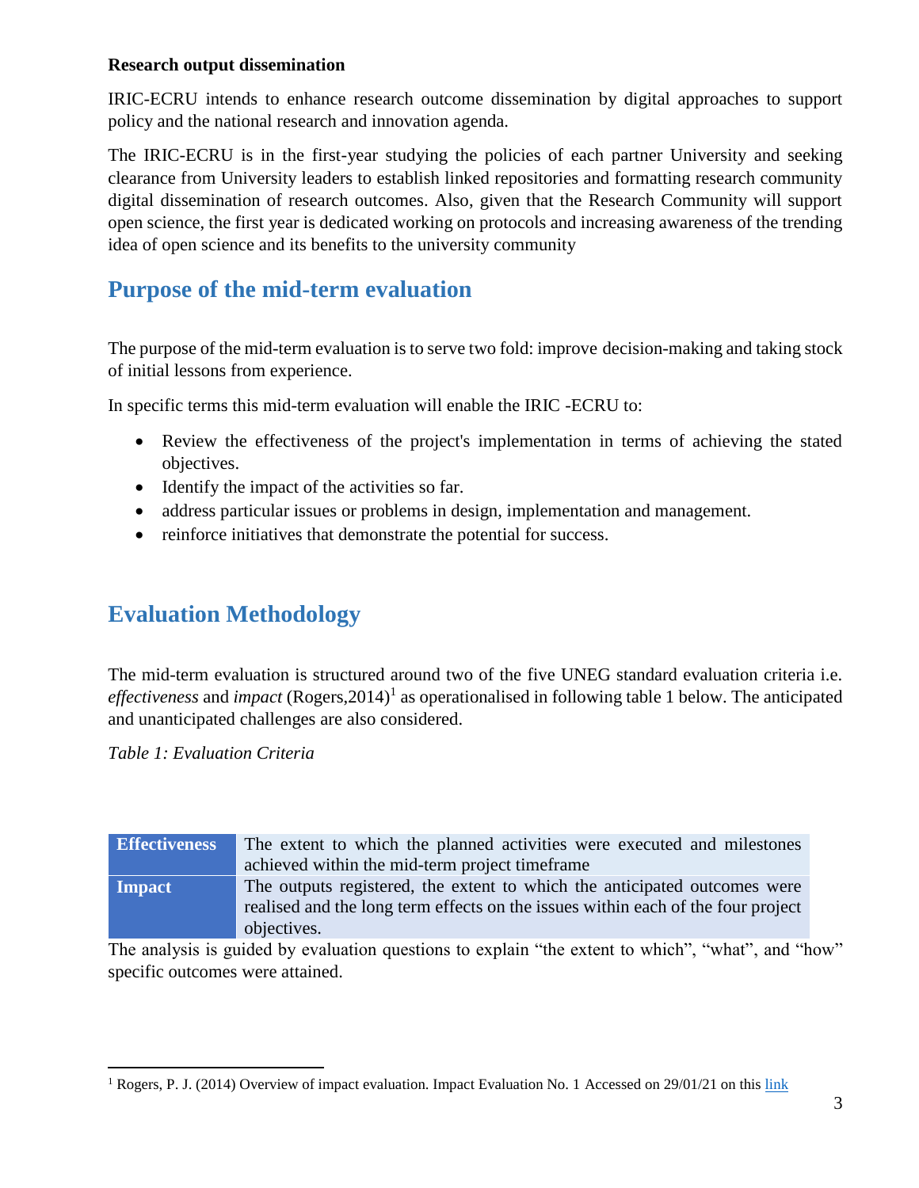**Research output dissemination**

IRIC-ECRU intends to enhance research outcome dissemination by digital approaches to support policy and the national research and innovation agenda.

The IRIC-ECRU is in the first-year studying the policies of each partner University and seeking clearance from University leaders to establish linked repositories and formatting research community digital dissemination of research outcomes. Also, given that the Research Community will support open science, the first year is dedicated working on protocols and increasing awareness of the trending idea of open science and its benefits to the university community

## Purpose of the mid-term evaluation

The purpose of the mid-term evaluation is to serve two fold: improve decision-making and taking stock of initial lessons from experience.

In specific terms this mid-term evaluation will enable the IRIC -ECRU to:

- Review the effectiveness of the project's implementation in terms of achieving the stated objectives.
- Identify the impact of the activities so far.
- address particular issues or problems in design, implementation and management.
- reinforce initiatives that demonstrate the potential for success.

## Evaluation Methodology

The mid-term evaluation is structured around two of the five UNEG standard evaluation criteria i.e. *effectiveness* and *impact* (Rogers,2014)[1] as operationalised in following table 1 below. The anticipated and unanticipated challenges are also considered.

*Table 1: Evaluation Criteria*

| Criterion | Description |
|---|---|
| **Effectiveness** | The extent to which the planned activities were executed and milestones achieved within the mid-term project timeframe |
| **Impact** | The outputs registered, the extent to which the anticipated outcomes were realised and the long term effects on the issues within each of the four project objectives. |

The analysis is guided by evaluation questions to explain "the extent to which", "what", and "how" specific outcomes were attained.

[1] Rogers, P. J. (2014) Overview of impact evaluation. Impact Evaluation No. 1 Accessed on 29/01/21 on this link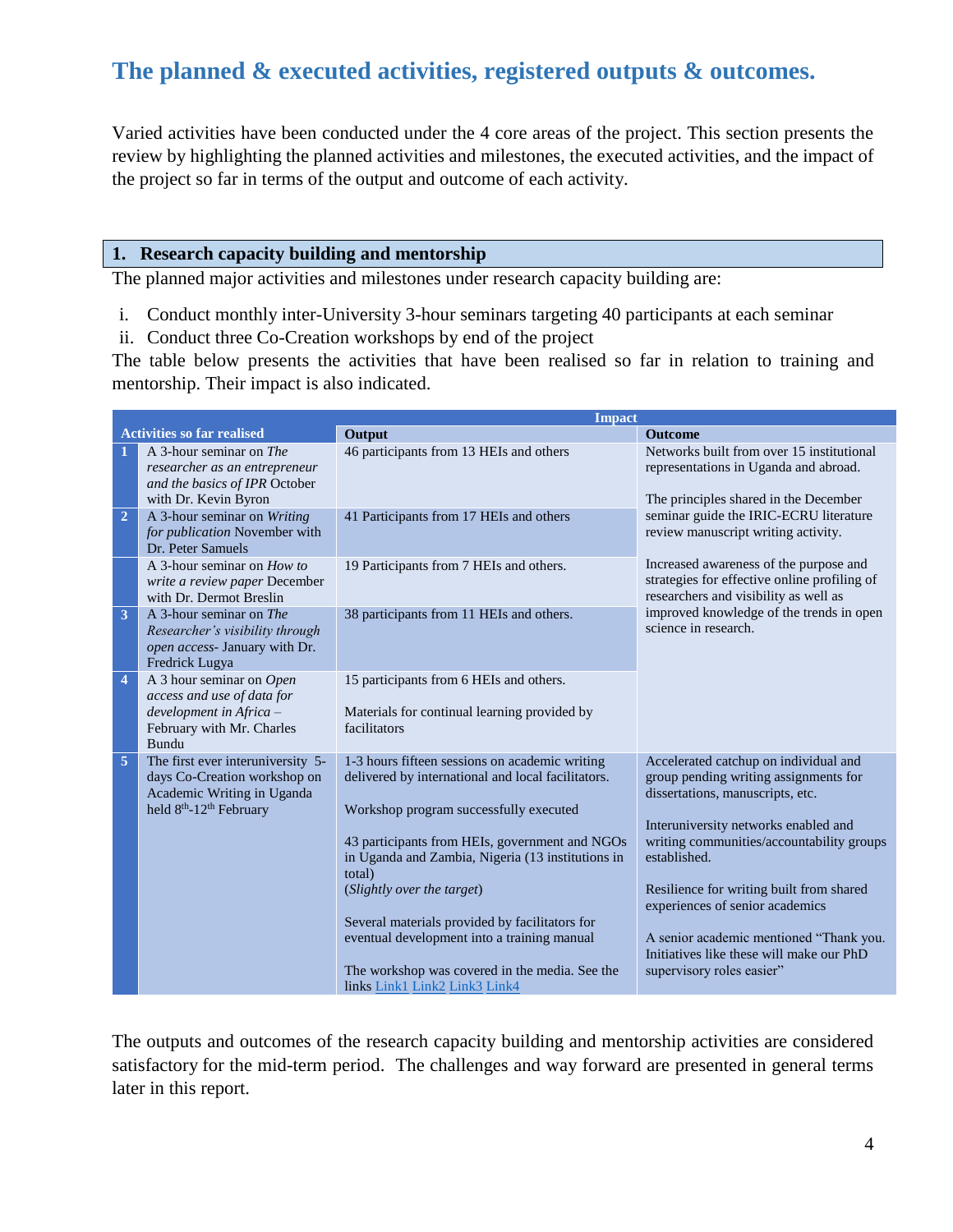## The planned & executed activities, registered outputs & outcomes.

Varied activities have been conducted under the 4 core areas of the project. This section presents the review by highlighting the planned activities and milestones, the executed activities, and the impact of the project so far in terms of the output and outcome of each activity.

### 1. Research capacity building and mentorship

The planned major activities and milestones under research capacity building are:

i. Conduct monthly inter-University 3-hour seminars targeting 40 participants at each seminar
ii. Conduct three Co-Creation workshops by end of the project

The table below presents the activities that have been realised so far in relation to training and mentorship. Their impact is also indicated.

| | Activities so far realised | Impact | |
|---|---|---|---|
| | | **Output** | **Outcome** |
| 1 | A 3-hour seminar on *The researcher as an entrepreneur and the basics of IPR* October with Dr. Kevin Byron | 46 participants from 13 HEIs and others | Networks built from over 15 institutional representations in Uganda and abroad.<br><br>The principles shared in the December seminar guide the IRIC-ECRU literature review manuscript writing activity.<br><br>Increased awareness of the purpose and strategies for effective online profiling of researchers and visibility as well as improved knowledge of the trends in open science in research. |
| 2 | A 3-hour seminar on *Writing for publication* November with Dr. Peter Samuels | 41 Participants from 17 HEIs and others | |
| | A 3-hour seminar on *How to write a review paper* December with Dr. Dermot Breslin | 19 Participants from 7 HEIs and others. | |
| 3 | A 3-hour seminar on *The Researcher's visibility through open access*- January with Dr. Fredrick Lugya | 38 participants from 11 HEIs and others. | |
| 4 | A 3 hour seminar on *Open access and use of data for development in Africa* – February with Mr. Charles Bundu | 15 participants from 6 HEIs and others.<br><br>Materials for continual learning provided by facilitators | |
| 5 | The first ever interuniversity 5-days Co-Creation workshop on Academic Writing in Uganda held 8th-12th February | 1-3 hours fifteen sessions on academic writing delivered by international and local facilitators.<br><br>Workshop program successfully executed<br><br>43 participants from HEIs, government and NGOs in Uganda and Zambia, Nigeria (13 institutions in total)<br>(*Slightly over the target*)<br><br>Several materials provided by facilitators for eventual development into a training manual<br><br>The workshop was covered in the media. See the links Link1 Link2 Link3 Link4 | Accelerated catchup on individual and group pending writing assignments for dissertations, manuscripts, etc.<br><br>Interuniversity networks enabled and writing communities/accountability groups established.<br><br>Resilience for writing built from shared experiences of senior academics<br><br>A senior academic mentioned "Thank you. Initiatives like these will make our PhD supervisory roles easier" |

The outputs and outcomes of the research capacity building and mentorship activities are considered satisfactory for the mid-term period. The challenges and way forward are presented in general terms later in this report.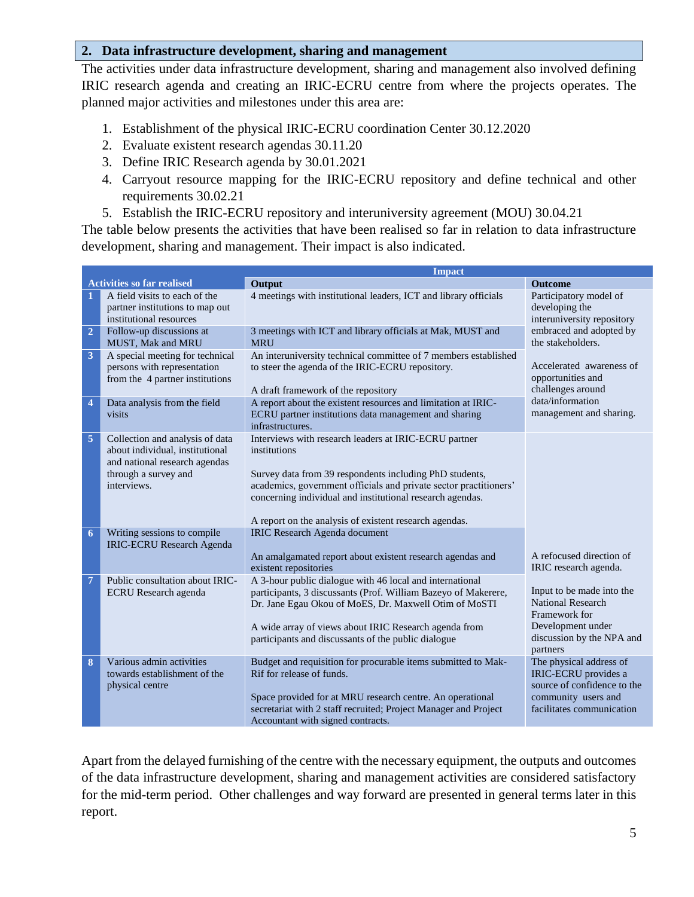## 2. Data infrastructure development, sharing and management

The activities under data infrastructure development, sharing and management also involved defining IRIC research agenda and creating an IRIC-ECRU centre from where the projects operates. The planned major activities and milestones under this area are:

1. Establishment of the physical IRIC-ECRU coordination Center 30.12.2020
2. Evaluate existent research agendas 30.11.20
3. Define IRIC Research agenda by 30.01.2021
4. Carryout resource mapping for the IRIC-ECRU repository and define technical and other requirements 30.02.21
5. Establish the IRIC-ECRU repository and interuniversity agreement (MOU) 30.04.21

The table below presents the activities that have been realised so far in relation to data infrastructure development, sharing and management. Their impact is also indicated.

| | Activities so far realised | Impact | |
|---|---|---|---|
| | | **Output** | **Outcome** |
| 1 | A field visits to each of the partner institutions to map out institutional resources | 4 meetings with institutional leaders, ICT and library officials | Participatory model of developing the interuniversity repository embraced and adopted by the stakeholders.<br><br>Accelerated awareness of opportunities and challenges around data/information management and sharing. |
| 2 | Follow-up discussions at MUST, Mak and MRU | 3 meetings with ICT and library officials at Mak, MUST and MRU | |
| 3 | A special meeting for technical persons with representation from the 4 partner institutions | An interuniversity technical committee of 7 members established to steer the agenda of the IRIC-ECRU repository.<br><br>A draft framework of the repository | |
| 4 | Data analysis from the field visits | A report about the existent resources and limitation at IRIC-ECRU partner institutions data management and sharing infrastructures. | |
| 5 | Collection and analysis of data about individual, institutional and national research agendas through a survey and interviews. | Interviews with research leaders at IRIC-ECRU partner institutions<br><br>Survey data from 39 respondents including PhD students, academics, government officials and private sector practitioners' concerning individual and institutional research agendas.<br><br>A report on the analysis of existent research agendas. | A refocused direction of IRIC research agenda.<br><br>Input to be made into the National Research Framework for Development under discussion by the NPA and partners |
| 6 | Writing sessions to compile IRIC-ECRU Research Agenda | IRIC Research Agenda document<br><br>An amalgamated report about existent research agendas and existent repositories | |
| 7 | Public consultation about IRIC-ECRU Research agenda | A 3-hour public dialogue with 46 local and international participants, 3 discussants (Prof. William Bazeyo of Makerere, Dr. Jane Egau Okou of MoES, Dr. Maxwell Otim of MoSTI<br><br>A wide array of views about IRIC Research agenda from participants and discussants of the public dialogue | |
| 8 | Various admin activities towards establishment of the physical centre | Budget and requisition for procurable items submitted to Mak-Rif for release of funds.<br><br>Space provided for at MRU research centre. An operational secretariat with 2 staff recruited; Project Manager and Project Accountant with signed contracts. | The physical address of IRIC-ECRU provides a source of confidence to the community users and facilitates communication |

Apart from the delayed furnishing of the centre with the necessary equipment, the outputs and outcomes of the data infrastructure development, sharing and management activities are considered satisfactory for the mid-term period. Other challenges and way forward are presented in general terms later in this report.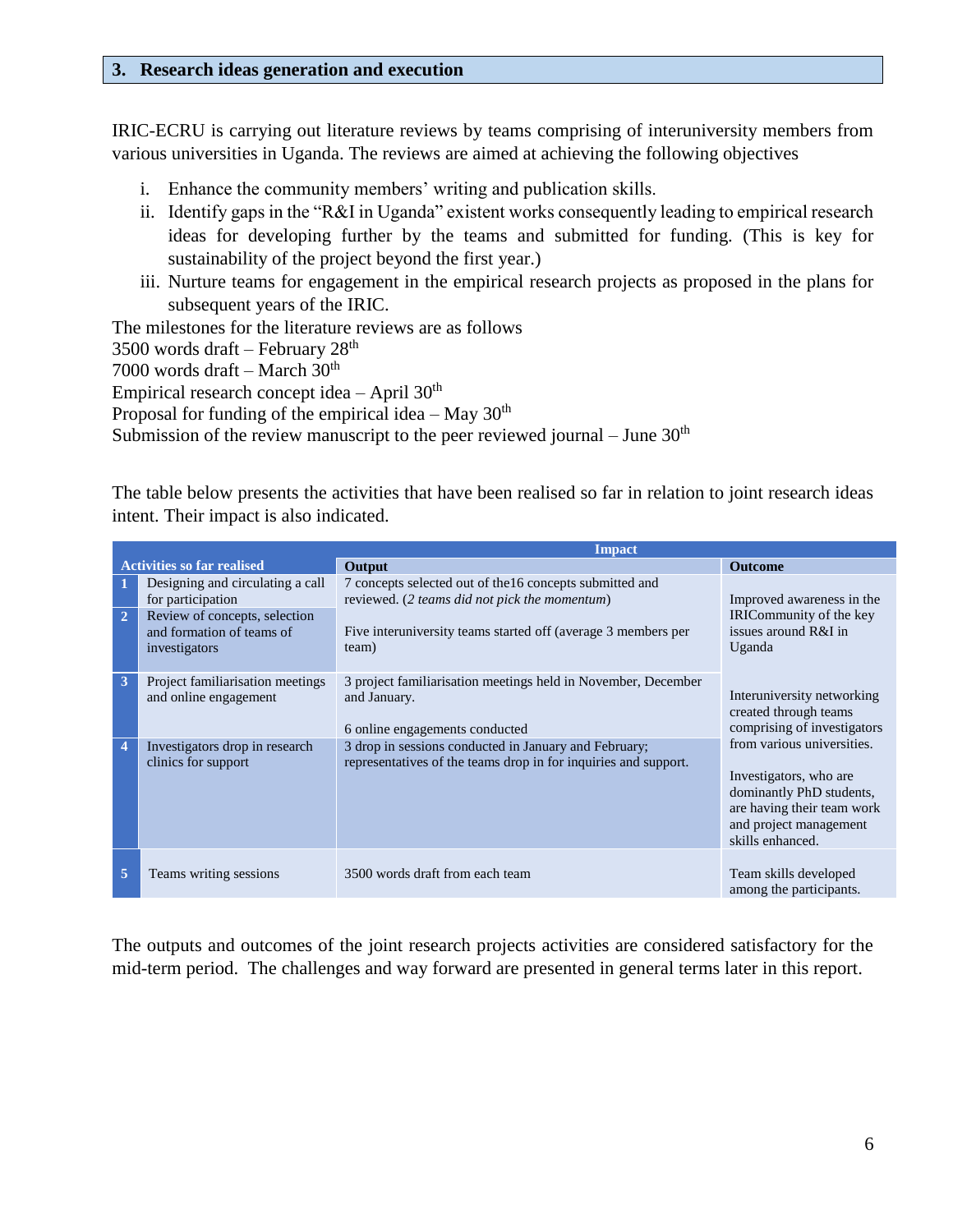## 3. Research ideas generation and execution

IRIC-ECRU is carrying out literature reviews by teams comprising of interuniversity members from various universities in Uganda. The reviews are aimed at achieving the following objectives

i. Enhance the community members' writing and publication skills.
ii. Identify gaps in the "R&I in Uganda" existent works consequently leading to empirical research ideas for developing further by the teams and submitted for funding. (This is key for sustainability of the project beyond the first year.)
iii. Nurture teams for engagement in the empirical research projects as proposed in the plans for subsequent years of the IRIC.

The milestones for the literature reviews are as follows

3500 words draft – February 28th
7000 words draft – March 30th
Empirical research concept idea – April 30th
Proposal for funding of the empirical idea – May 30th
Submission of the review manuscript to the peer reviewed journal – June 30th

The table below presents the activities that have been realised so far in relation to joint research ideas intent. Their impact is also indicated.

| | Activities so far realised | Impact | |
|---|---|---|---|
| | | **Output** | **Outcome** |
| 1 | Designing and circulating a call for participation | 7 concepts selected out of the16 concepts submitted and reviewed. (*2 teams did not pick the momentum*) | Improved awareness in the IRICommunity of the key issues around R&I in Uganda |
| 2 | Review of concepts, selection and formation of teams of investigators | Five interuniversity teams started off (average 3 members per team) | |
| 3 | Project familiarisation meetings and online engagement | 3 project familiarisation meetings held in November, December and January.<br><br>6 online engagements conducted | Interuniversity networking created through teams comprising of investigators from various universities.<br><br>Investigators, who are dominantly PhD students, are having their team work and project management skills enhanced. |
| 4 | Investigators drop in research clinics for support | 3 drop in sessions conducted in January and February; representatives of the teams drop in for inquiries and support. | |
| 5 | Teams writing sessions | 3500 words draft from each team | Team skills developed among the participants. |

The outputs and outcomes of the joint research projects activities are considered satisfactory for the mid-term period. The challenges and way forward are presented in general terms later in this report.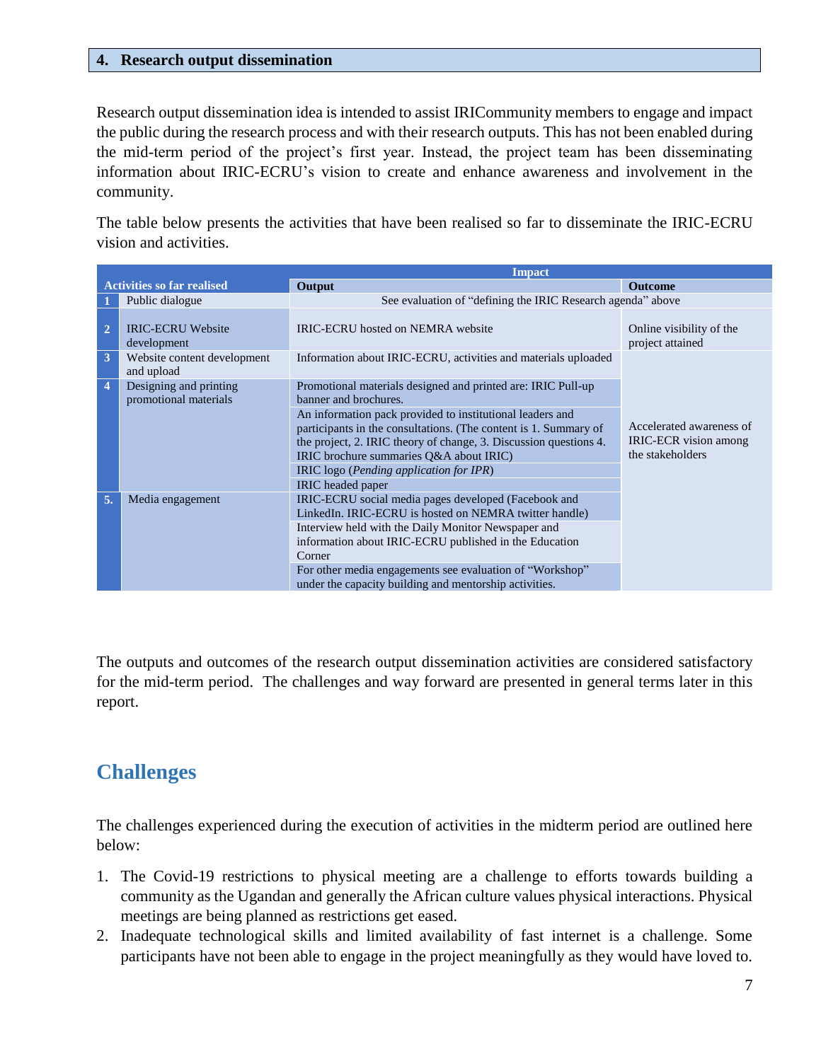## 4. Research output dissemination

Research output dissemination idea is intended to assist IRICommunity members to engage and impact the public during the research process and with their research outputs. This has not been enabled during the mid-term period of the project's first year. Instead, the project team has been disseminating information about IRIC-ECRU's vision to create and enhance awareness and involvement in the community.

The table below presents the activities that have been realised so far to disseminate the IRIC-ECRU vision and activities.

| | Activities so far realised | Impact | |
|---|---|---|---|
| | | **Output** | **Outcome** |
| 1 | Public dialogue | See evaluation of "defining the IRIC Research agenda" above | |
| 2 | IRIC-ECRU Website development | IRIC-ECRU hosted on NEMRA website | Online visibility of the project attained |
| 3 | Website content development and upload | Information about IRIC-ECRU, activities and materials uploaded | Accelerated awareness of IRIC-ECR vision among the stakeholders |
| 4 | Designing and printing promotional materials | Promotional materials designed and printed are: IRIC Pull-up banner and brochures. | |
| | | An information pack provided to institutional leaders and participants in the consultations. (The content is 1. Summary of the project, 2. IRIC theory of change, 3. Discussion questions 4. IRIC brochure summaries Q&A about IRIC) | |
| | | IRIC logo (*Pending application for IPR*) | |
| | | IRIC headed paper | |
| 5. | Media engagement | IRIC-ECRU social media pages developed (Facebook and LinkedIn. IRIC-ECRU is hosted on NEMRA twitter handle) | |
| | | Interview held with the Daily Monitor Newspaper and information about IRIC-ECRU published in the Education Corner | |
| | | For other media engagements see evaluation of "Workshop" under the capacity building and mentorship activities. | |

The outputs and outcomes of the research output dissemination activities are considered satisfactory for the mid-term period. The challenges and way forward are presented in general terms later in this report.

# Challenges

The challenges experienced during the execution of activities in the midterm period are outlined here below:

1. The Covid-19 restrictions to physical meeting are a challenge to efforts towards building a community as the Ugandan and generally the African culture values physical interactions. Physical meetings are being planned as restrictions get eased.
2. Inadequate technological skills and limited availability of fast internet is a challenge. Some participants have not been able to engage in the project meaningfully as they would have loved to.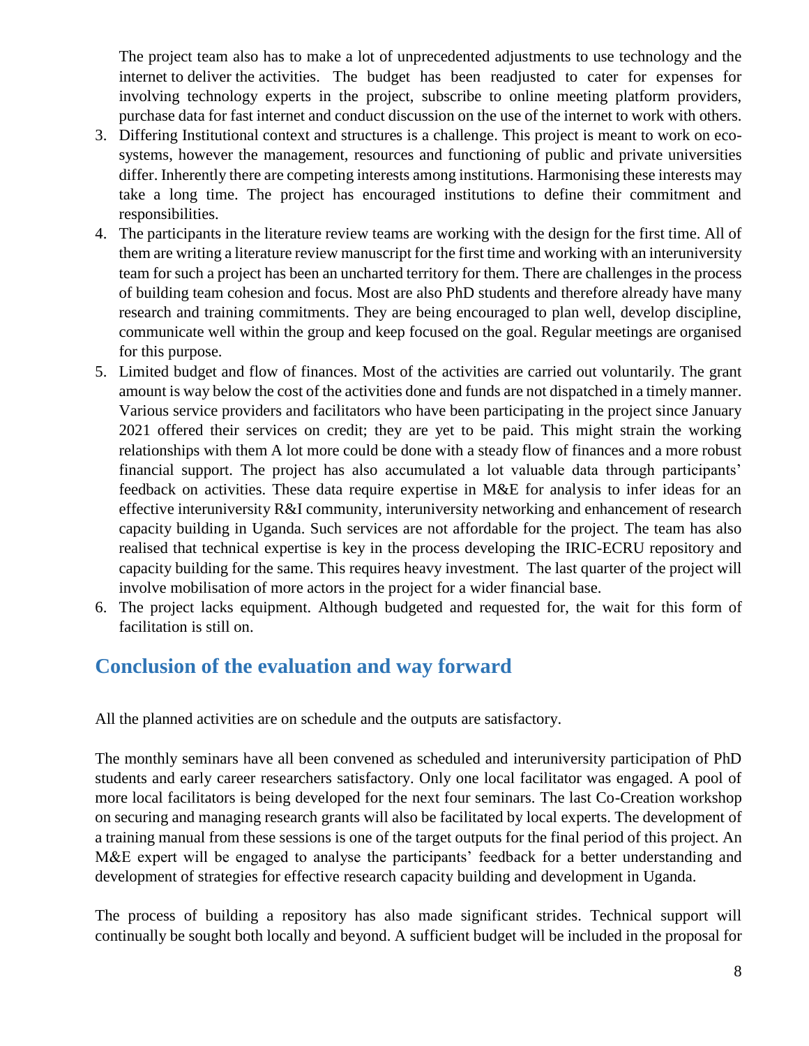The project team also has to make a lot of unprecedented adjustments to use technology and the internet to deliver the activities. The budget has been readjusted to cater for expenses for involving technology experts in the project, subscribe to online meeting platform providers, purchase data for fast internet and conduct discussion on the use of the internet to work with others.

3. Differing Institutional context and structures is a challenge. This project is meant to work on eco-systems, however the management, resources and functioning of public and private universities differ. Inherently there are competing interests among institutions. Harmonising these interests may take a long time. The project has encouraged institutions to define their commitment and responsibilities.
4. The participants in the literature review teams are working with the design for the first time. All of them are writing a literature review manuscript for the first time and working with an interuniversity team for such a project has been an uncharted territory for them. There are challenges in the process of building team cohesion and focus. Most are also PhD students and therefore already have many research and training commitments. They are being encouraged to plan well, develop discipline, communicate well within the group and keep focused on the goal. Regular meetings are organised for this purpose.
5. Limited budget and flow of finances. Most of the activities are carried out voluntarily. The grant amount is way below the cost of the activities done and funds are not dispatched in a timely manner. Various service providers and facilitators who have been participating in the project since January 2021 offered their services on credit; they are yet to be paid. This might strain the working relationships with them A lot more could be done with a steady flow of finances and a more robust financial support. The project has also accumulated a lot valuable data through participants' feedback on activities. These data require expertise in M&E for analysis to infer ideas for an effective interuniversity R&I community, interuniversity networking and enhancement of research capacity building in Uganda. Such services are not affordable for the project. The team has also realised that technical expertise is key in the process developing the IRIC-ECRU repository and capacity building for the same. This requires heavy investment. The last quarter of the project will involve mobilisation of more actors in the project for a wider financial base.
6. The project lacks equipment. Although budgeted and requested for, the wait for this form of facilitation is still on.

## Conclusion of the evaluation and way forward

All the planned activities are on schedule and the outputs are satisfactory.

The monthly seminars have all been convened as scheduled and interuniversity participation of PhD students and early career researchers satisfactory. Only one local facilitator was engaged. A pool of more local facilitators is being developed for the next four seminars. The last Co-Creation workshop on securing and managing research grants will also be facilitated by local experts. The development of a training manual from these sessions is one of the target outputs for the final period of this project. An M&E expert will be engaged to analyse the participants' feedback for a better understanding and development of strategies for effective research capacity building and development in Uganda.

The process of building a repository has also made significant strides. Technical support will continually be sought both locally and beyond. A sufficient budget will be included in the proposal for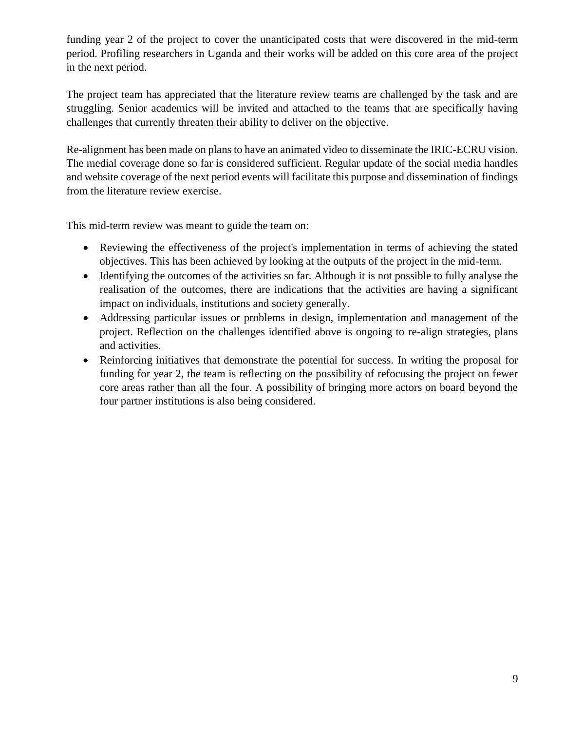funding year 2 of the project to cover the unanticipated costs that were discovered in the mid-term period. Profiling researchers in Uganda and their works will be added on this core area of the project in the next period.

The project team has appreciated that the literature review teams are challenged by the task and are struggling. Senior academics will be invited and attached to the teams that are specifically having challenges that currently threaten their ability to deliver on the objective.

Re-alignment has been made on plans to have an animated video to disseminate the IRIC-ECRU vision. The medial coverage done so far is considered sufficient. Regular update of the social media handles and website coverage of the next period events will facilitate this purpose and dissemination of findings from the literature review exercise.

This mid-term review was meant to guide the team on:

- Reviewing the effectiveness of the project's implementation in terms of achieving the stated objectives. This has been achieved by looking at the outputs of the project in the mid-term.
- Identifying the outcomes of the activities so far. Although it is not possible to fully analyse the realisation of the outcomes, there are indications that the activities are having a significant impact on individuals, institutions and society generally.
- Addressing particular issues or problems in design, implementation and management of the project. Reflection on the challenges identified above is ongoing to re-align strategies, plans and activities.
- Reinforcing initiatives that demonstrate the potential for success. In writing the proposal for funding for year 2, the team is reflecting on the possibility of refocusing the project on fewer core areas rather than all the four. A possibility of bringing more actors on board beyond the four partner institutions is also being considered.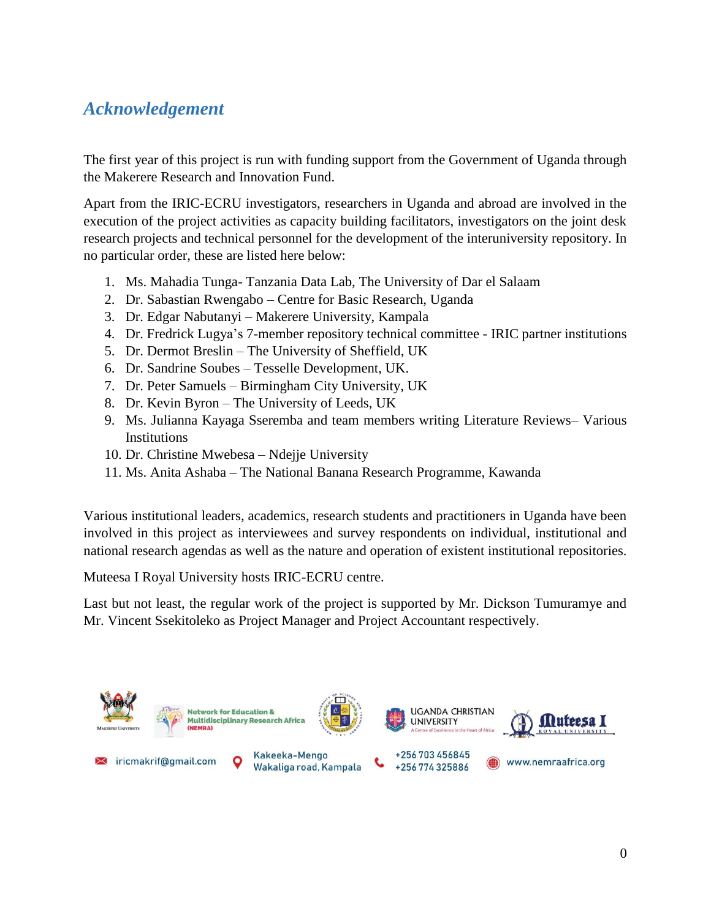## *Acknowledgement*

The first year of this project is run with funding support from the Government of Uganda through the Makerere Research and Innovation Fund.

Apart from the IRIC-ECRU investigators, researchers in Uganda and abroad are involved in the execution of the project activities as capacity building facilitators, investigators on the joint desk research projects and technical personnel for the development of the interuniversity repository. In no particular order, these are listed here below:

1. Ms. Mahadia Tunga- Tanzania Data Lab, The University of Dar el Salaam
2. Dr. Sabastian Rwengabo – Centre for Basic Research, Uganda
3. Dr. Edgar Nabutanyi – Makerere University, Kampala
4. Dr. Fredrick Lugya's 7-member repository technical committee - IRIC partner institutions
5. Dr. Dermot Breslin – The University of Sheffield, UK
6. Dr. Sandrine Soubes – Tesselle Development, UK.
7. Dr. Peter Samuels – Birmingham City University, UK
8. Dr. Kevin Byron – The University of Leeds, UK
9. Ms. Julianna Kayaga Sseremba and team members writing Literature Reviews– Various Institutions
10. Dr. Christine Mwebesa – Ndejje University
11. Ms. Anita Ashaba – The National Banana Research Programme, Kawanda

Various institutional leaders, academics, research students and practitioners in Uganda have been involved in this project as interviewees and survey respondents on individual, institutional and national research agendas as well as the nature and operation of existent institutional repositories.

Muteesa I Royal University hosts IRIC-ECRU centre.

Last but not least, the regular work of the project is supported by Mr. Dickson Tumuramye and Mr. Vincent Ssekitoleko as Project Manager and Project Accountant respectively.

Makerere University | Network for Education & Multidisciplinary Research Africa (NEMRA) | Uganda Christian University – A Centre of Excellence in the Heart of Africa | Muteesa I Royal University

iricmakrif@gmail.com | Kakeeka-Mengo Wakaliga road, Kampala | +256 703 456845 +256 774 325886 | www.nemraafrica.org